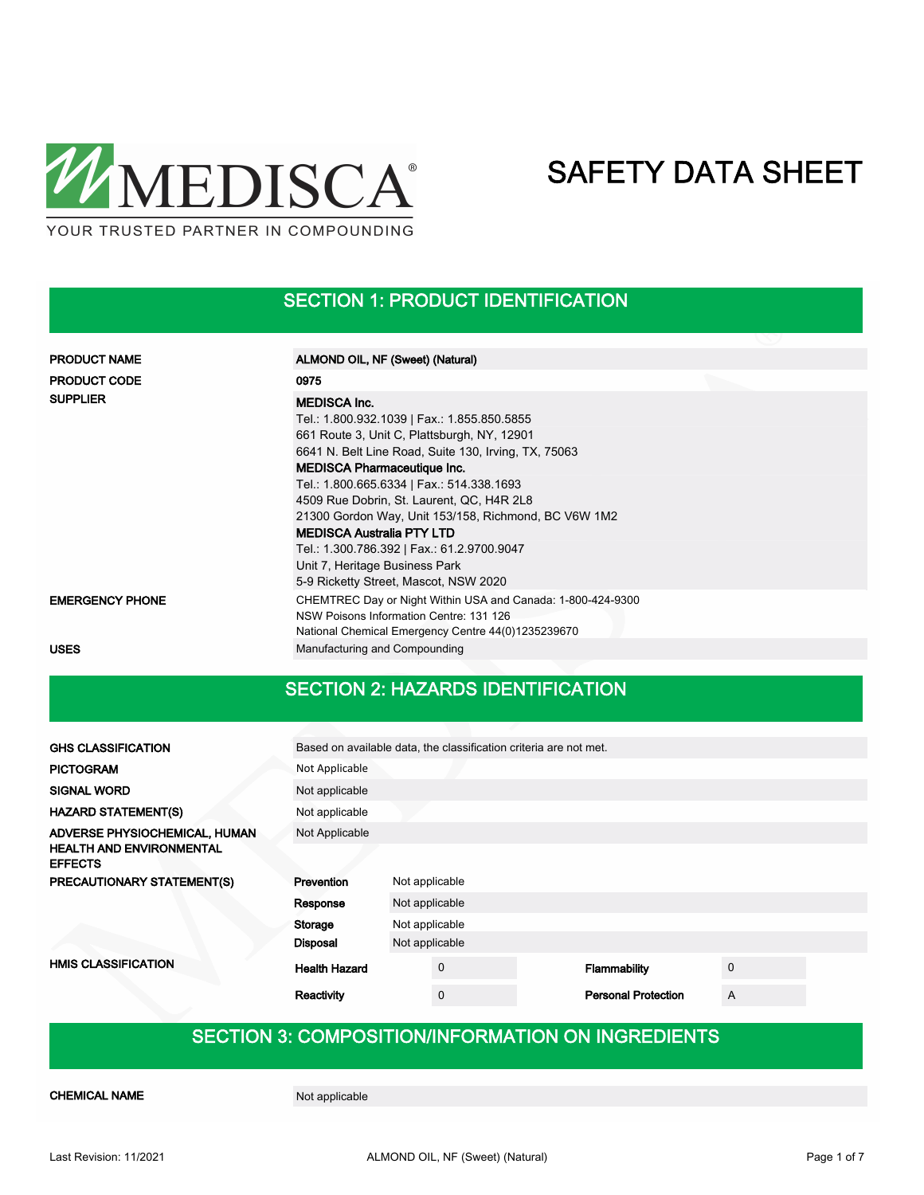MEDISCA®

YOUR TRUSTED PARTNER IN COMPOUNDING

# SAFETY DATA SHEET

## SECTION 1: PRODUCT IDENTIFICATION

| | |
|---|---|
| **PRODUCT NAME** | **ALMOND OIL, NF (Sweet) (Natural)** |
| **PRODUCT CODE** | **0975** |
| **SUPPLIER** | **MEDISCA Inc.**<br>Tel.: 1.800.932.1039 \| Fax.: 1.855.850.5855<br>661 Route 3, Unit C, Plattsburgh, NY, 12901<br>6641 N. Belt Line Road, Suite 130, Irving, TX, 75063<br>**MEDISCA Pharmaceutique Inc.**<br>Tel.: 1.800.665.6334 \| Fax.: 514.338.1693<br>4509 Rue Dobrin, St. Laurent, QC, H4R 2L8<br>21300 Gordon Way, Unit 153/158, Richmond, BC V6W 1M2<br>**MEDISCA Australia PTY LTD**<br>Tel.: 1.300.786.392 \| Fax.: 61.2.9700.9047<br>Unit 7, Heritage Business Park<br>5-9 Ricketty Street, Mascot, NSW 2020 |
| **EMERGENCY PHONE** | CHEMTREC Day or Night Within USA and Canada: 1-800-424-9300<br>NSW Poisons Information Centre: 131 126<br>National Chemical Emergency Centre 44(0)1235239670 |
| **USES** | Manufacturing and Compounding |

## SECTION 2: HAZARDS IDENTIFICATION

| | |
|---|---|
| **GHS CLASSIFICATION** | Based on available data, the classification criteria are not met. |
| **PICTOGRAM** | Not Applicable |
| **SIGNAL WORD** | Not applicable |
| **HAZARD STATEMENT(S)** | Not applicable |
| **ADVERSE PHYSIOCHEMICAL, HUMAN HEALTH AND ENVIRONMENTAL EFFECTS** | Not Applicable |

**PRECAUTIONARY STATEMENT(S)**

| | |
|---|---|
| **Prevention** | Not applicable |
| **Response** | Not applicable |
| **Storage** | Not applicable |
| **Disposal** | Not applicable |

**HMIS CLASSIFICATION**

| | | | |
|---|---|---|---|
| **Health Hazard** | 0 | **Flammability** | 0 |
| **Reactivity** | 0 | **Personal Protection** | A |

## SECTION 3: COMPOSITION/INFORMATION ON INGREDIENTS

| | |
|---|---|
| **CHEMICAL NAME** | Not applicable |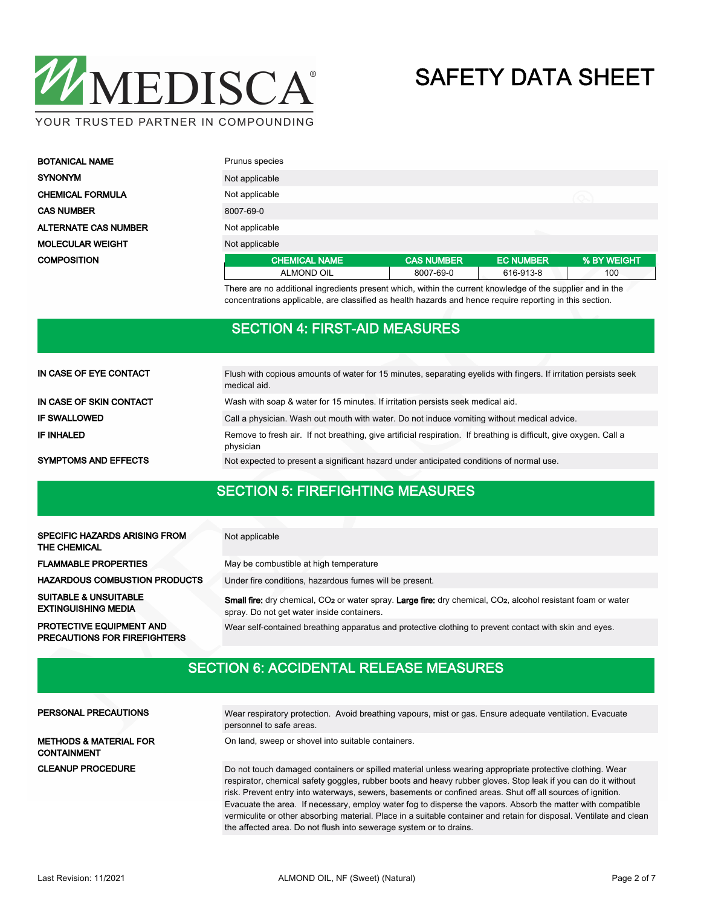# MEDISCA

YOUR TRUSTED PARTNER IN COMPOUNDING

# SAFETY DATA SHEET

| | |
|---|---|
| **BOTANICAL NAME** | Prunus species |
| **SYNONYM** | Not applicable |
| **CHEMICAL FORMULA** | Not applicable |
| **CAS NUMBER** | 8007-69-0 |
| **ALTERNATE CAS NUMBER** | Not applicable |
| **MOLECULAR WEIGHT** | Not applicable |
| **COMPOSITION** | |

| CHEMICAL NAME | CAS NUMBER | EC NUMBER | % BY WEIGHT |
|---|---|---|---|
| ALMOND OIL | 8007-69-0 | 616-913-8 | 100 |

There are no additional ingredients present which, within the current knowledge of the supplier and in the concentrations applicable, are classified as health hazards and hence require reporting in this section.

## SECTION 4: FIRST-AID MEASURES

| | |
|---|---|
| **IN CASE OF EYE CONTACT** | Flush with copious amounts of water for 15 minutes, separating eyelids with fingers. If irritation persists seek medical aid. |
| **IN CASE OF SKIN CONTACT** | Wash with soap & water for 15 minutes. If irritation persists seek medical aid. |
| **IF SWALLOWED** | Call a physician. Wash out mouth with water. Do not induce vomiting without medical advice. |
| **IF INHALED** | Remove to fresh air. If not breathing, give artificial respiration. If breathing is difficult, give oxygen. Call a physician |
| **SYMPTOMS AND EFFECTS** | Not expected to present a significant hazard under anticipated conditions of normal use. |

## SECTION 5: FIREFIGHTING MEASURES

| | |
|---|---|
| **SPECIFIC HAZARDS ARISING FROM THE CHEMICAL** | Not applicable |
| **FLAMMABLE PROPERTIES** | May be combustible at high temperature |
| **HAZARDOUS COMBUSTION PRODUCTS** | Under fire conditions, hazardous fumes will be present. |
| **SUITABLE & UNSUITABLE EXTINGUISHING MEDIA** | **Small fire:** dry chemical, $CO_2$ or water spray. **Large fire:** dry chemical, $CO_2$, alcohol resistant foam or water spray. Do not get water inside containers. |
| **PROTECTIVE EQUIPMENT AND PRECAUTIONS FOR FIREFIGHTERS** | Wear self-contained breathing apparatus and protective clothing to prevent contact with skin and eyes. |

## SECTION 6: ACCIDENTAL RELEASE MEASURES

| | |
|---|---|
| **PERSONAL PRECAUTIONS** | Wear respiratory protection. Avoid breathing vapours, mist or gas. Ensure adequate ventilation. Evacuate personnel to safe areas. |
| **METHODS & MATERIAL FOR CONTAINMENT** | On land, sweep or shovel into suitable containers. |
| **CLEANUP PROCEDURE** | Do not touch damaged containers or spilled material unless wearing appropriate protective clothing. Wear respirator, chemical safety goggles, rubber boots and heavy rubber gloves. Stop leak if you can do it without risk. Prevent entry into waterways, sewers, basements or confined areas. Shut off all sources of ignition. Evacuate the area. If necessary, employ water fog to disperse the vapors. Absorb the matter with compatible vermiculite or other absorbing material. Place in a suitable container and retain for disposal. Ventilate and clean the affected area. Do not flush into sewerage system or to drains. |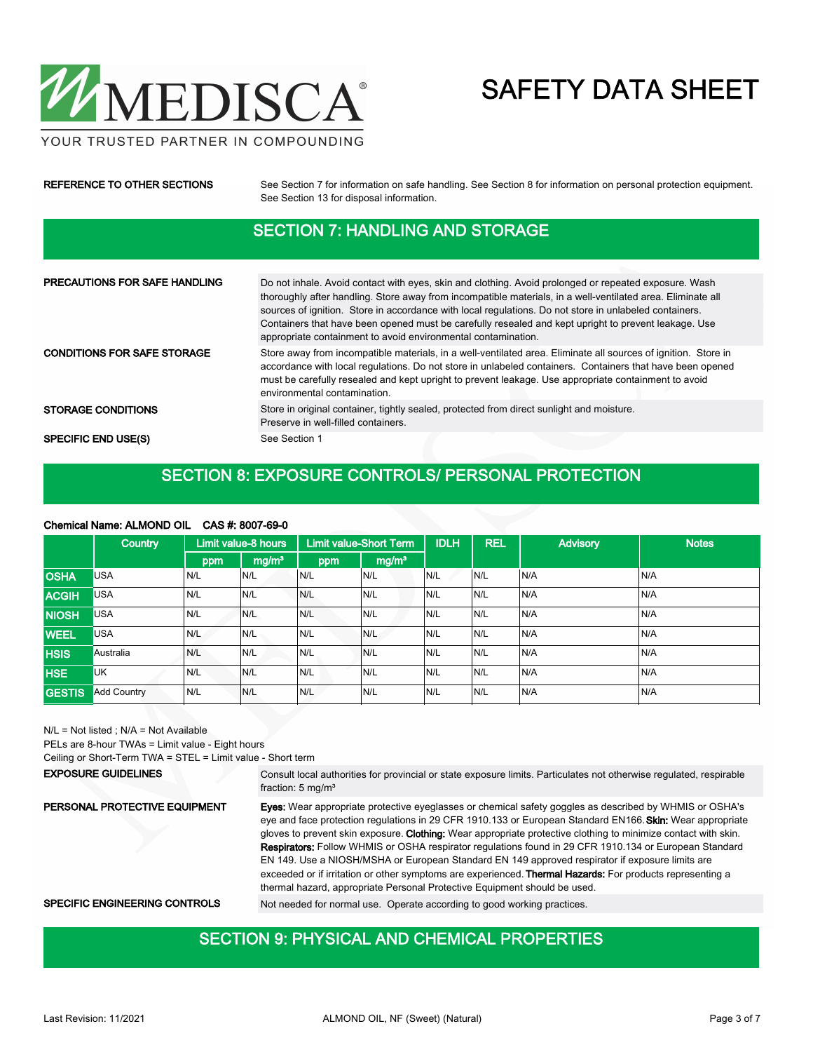**REFERENCE TO OTHER SECTIONS** See Section 7 for information on safe handling. See Section 8 for information on personal protection equipment. See Section 13 for disposal information.

## SECTION 7: HANDLING AND STORAGE

**PRECAUTIONS FOR SAFE HANDLING** Do not inhale. Avoid contact with eyes, skin and clothing. Avoid prolonged or repeated exposure. Wash thoroughly after handling. Store away from incompatible materials, in a well-ventilated area. Eliminate all sources of ignition. Store in accordance with local regulations. Do not store in unlabeled containers. Containers that have been opened must be carefully resealed and kept upright to prevent leakage. Use appropriate containment to avoid environmental contamination.

**CONDITIONS FOR SAFE STORAGE** Store away from incompatible materials, in a well-ventilated area. Eliminate all sources of ignition. Store in accordance with local regulations. Do not store in unlabeled containers. Containers that have been opened must be carefully resealed and kept upright to prevent leakage. Use appropriate containment to avoid environmental contamination.

**STORAGE CONDITIONS** Store in original container, tightly sealed, protected from direct sunlight and moisture. Preserve in well-filled containers.

**SPECIFIC END USE(S)** See Section 1

## SECTION 8: EXPOSURE CONTROLS/ PERSONAL PROTECTION

**Chemical Name: ALMOND OIL CAS #: 8007-69-0**

| | Country | Limit value-8 hours | | Limit value-Short Term | | IDLH | REL | Advisory | Notes |
|---|---|---|---|---|---|---|---|---|---|
| | | ppm | mg/m³ | ppm | mg/m³ | | | | |
| **OSHA** | USA | N/L | N/L | N/L | N/L | N/L | N/L | N/A | N/A |
| **ACGIH** | USA | N/L | N/L | N/L | N/L | N/L | N/L | N/A | N/A |
| **NIOSH** | USA | N/L | N/L | N/L | N/L | N/L | N/L | N/A | N/A |
| **WEEL** | USA | N/L | N/L | N/L | N/L | N/L | N/L | N/A | N/A |
| **HSIS** | Australia | N/L | N/L | N/L | N/L | N/L | N/L | N/A | N/A |
| **HSE** | UK | N/L | N/L | N/L | N/L | N/L | N/L | N/A | N/A |
| **GESTIS** | Add Country | N/L | N/L | N/L | N/L | N/L | N/L | N/A | N/A |

N/L = Not listed ; N/A = Not Available
PELs are 8-hour TWAs = Limit value - Eight hours
Ceiling or Short-Term TWA = STEL = Limit value - Short term

**EXPOSURE GUIDELINES** Consult local authorities for provincial or state exposure limits. Particulates not otherwise regulated, respirable fraction: 5 mg/m³

**PERSONAL PROTECTIVE EQUIPMENT** **Eyes:** Wear appropriate protective eyeglasses or chemical safety goggles as described by WHMIS or OSHA's eye and face protection regulations in 29 CFR 1910.133 or European Standard EN166. **Skin:** Wear appropriate gloves to prevent skin exposure. **Clothing:** Wear appropriate protective clothing to minimize contact with skin. **Respirators:** Follow WHMIS or OSHA respirator regulations found in 29 CFR 1910.134 or European Standard EN 149. Use a NIOSH/MSHA or European Standard EN 149 approved respirator if exposure limits are exceeded or if irritation or other symptoms are experienced. **Thermal Hazards:** For products representing a thermal hazard, appropriate Personal Protective Equipment should be used.

**SPECIFIC ENGINEERING CONTROLS** Not needed for normal use. Operate according to good working practices.

## SECTION 9: PHYSICAL AND CHEMICAL PROPERTIES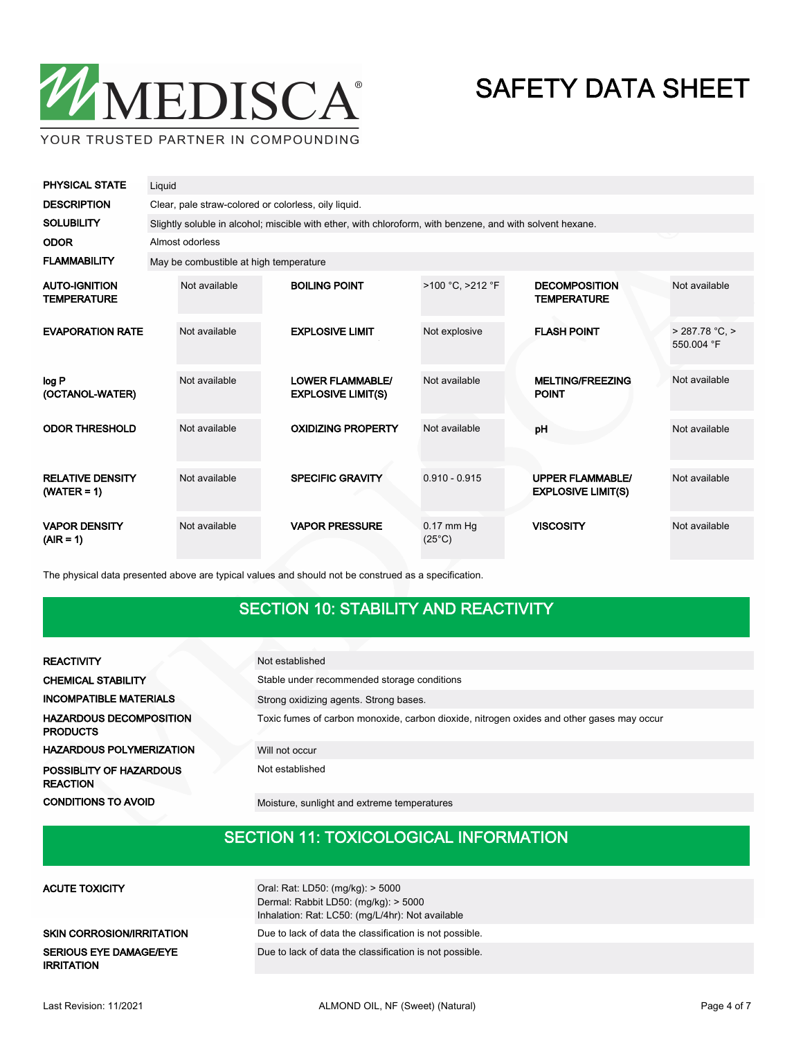| | |
|---|---|
| **PHYSICAL STATE** | Liquid |
| **DESCRIPTION** | Clear, pale straw-colored or colorless, oily liquid. |
| **SOLUBILITY** | Slightly soluble in alcohol; miscible with ether, with chloroform, with benzene, and with solvent hexane. |
| **ODOR** | Almost odorless |
| **FLAMMABILITY** | May be combustible at high temperature |

| | | | | | |
|---|---|---|---|---|---|
| **AUTO-IGNITION TEMPERATURE** | Not available | **BOILING POINT** | >100 °C, >212 °F | **DECOMPOSITION TEMPERATURE** | Not available |
| **EVAPORATION RATE** | Not available | **EXPLOSIVE LIMIT** | Not explosive | **FLASH POINT** | > 287.78 °C, > 550.004 °F |
| **log P (OCTANOL-WATER)** | Not available | **LOWER FLAMMABLE/ EXPLOSIVE LIMIT(S)** | Not available | **MELTING/FREEZING POINT** | Not available |
| **ODOR THRESHOLD** | Not available | **OXIDIZING PROPERTY** | Not available | **pH** | Not available |
| **RELATIVE DENSITY (WATER = 1)** | Not available | **SPECIFIC GRAVITY** | 0.910 - 0.915 | **UPPER FLAMMABLE/ EXPLOSIVE LIMIT(S)** | Not available |
| **VAPOR DENSITY (AIR = 1)** | Not available | **VAPOR PRESSURE** | 0.17 mm Hg (25°C) | **VISCOSITY** | Not available |

The physical data presented above are typical values and should not be construed as a specification.

## SECTION 10: STABILITY AND REACTIVITY

| | |
|---|---|
| **REACTIVITY** | Not established |
| **CHEMICAL STABILITY** | Stable under recommended storage conditions |
| **INCOMPATIBLE MATERIALS** | Strong oxidizing agents. Strong bases. |
| **HAZARDOUS DECOMPOSITION PRODUCTS** | Toxic fumes of carbon monoxide, carbon dioxide, nitrogen oxides and other gases may occur |
| **HAZARDOUS POLYMERIZATION** | Will not occur |
| **POSSIBLITY OF HAZARDOUS REACTION** | Not established |
| **CONDITIONS TO AVOID** | Moisture, sunlight and extreme temperatures |

## SECTION 11: TOXICOLOGICAL INFORMATION

| | |
|---|---|
| **ACUTE TOXICITY** | Oral: Rat: LD50: (mg/kg): > 5000<br>Dermal: Rabbit LD50: (mg/kg): > 5000<br>Inhalation: Rat: LC50: (mg/L/4hr): Not available |
| **SKIN CORROSION/IRRITATION** | Due to lack of data the classification is not possible. |
| **SERIOUS EYE DAMAGE/EYE IRRITATION** | Due to lack of data the classification is not possible. |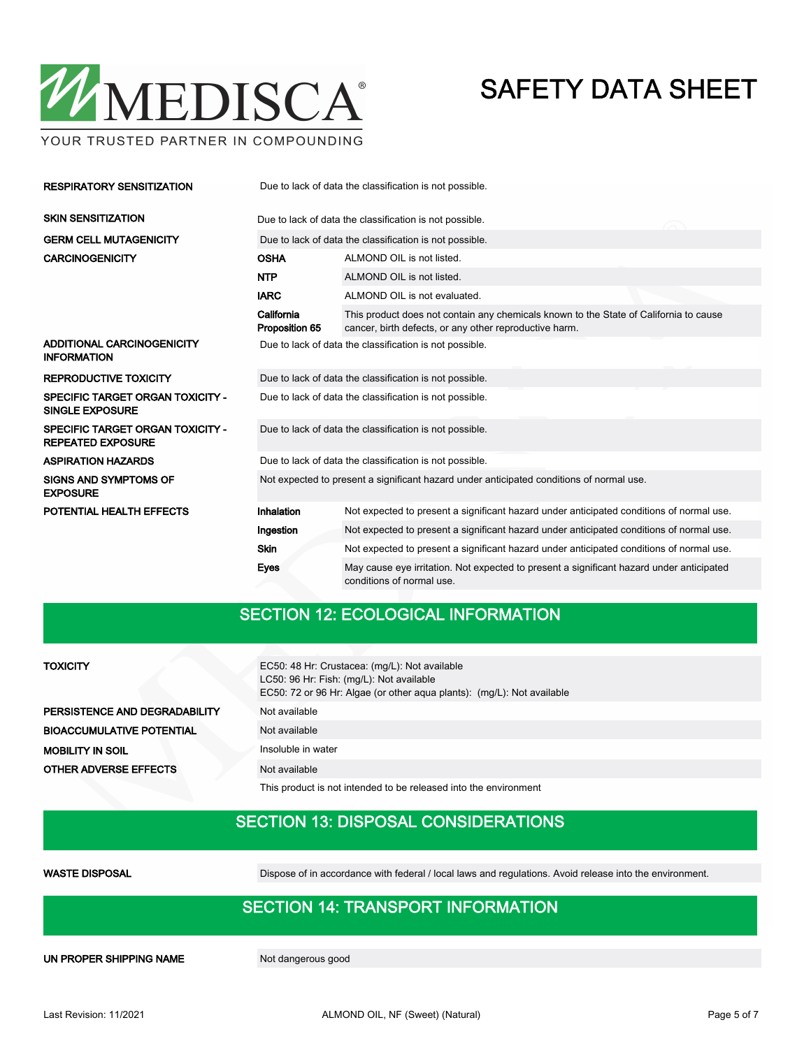| | | |
|---|---|---|
| **RESPIRATORY SENSITIZATION** | Due to lack of data the classification is not possible. | |
| **SKIN SENSITIZATION** | Due to lack of data the classification is not possible. | |
| **GERM CELL MUTAGENICITY** | Due to lack of data the classification is not possible. | |
| **CARCINOGENICITY** | **OSHA** | ALMOND OIL is not listed. |
| | **NTP** | ALMOND OIL is not listed. |
| | **IARC** | ALMOND OIL is not evaluated. |
| | **California Proposition 65** | This product does not contain any chemicals known to the State of California to cause cancer, birth defects, or any other reproductive harm. |
| **ADDITIONAL CARCINOGENICITY INFORMATION** | Due to lack of data the classification is not possible. | |
| **REPRODUCTIVE TOXICITY** | Due to lack of data the classification is not possible. | |
| **SPECIFIC TARGET ORGAN TOXICITY - SINGLE EXPOSURE** | Due to lack of data the classification is not possible. | |
| **SPECIFIC TARGET ORGAN TOXICITY - REPEATED EXPOSURE** | Due to lack of data the classification is not possible. | |
| **ASPIRATION HAZARDS** | Due to lack of data the classification is not possible. | |
| **SIGNS AND SYMPTOMS OF EXPOSURE** | Not expected to present a significant hazard under anticipated conditions of normal use. | |
| **POTENTIAL HEALTH EFFECTS** | **Inhalation** | Not expected to present a significant hazard under anticipated conditions of normal use. |
| | **Ingestion** | Not expected to present a significant hazard under anticipated conditions of normal use. |
| | **Skin** | Not expected to present a significant hazard under anticipated conditions of normal use. |
| | **Eyes** | May cause eye irritation. Not expected to present a significant hazard under anticipated conditions of normal use. |

## SECTION 12: ECOLOGICAL INFORMATION

| | |
|---|---|
| **TOXICITY** | EC50: 48 Hr: Crustacea: (mg/L): Not available<br>LC50: 96 Hr: Fish: (mg/L): Not available<br>EC50: 72 or 96 Hr: Algae (or other aqua plants): (mg/L): Not available |
| **PERSISTENCE AND DEGRADABILITY** | Not available |
| **BIOACCUMULATIVE POTENTIAL** | Not available |
| **MOBILITY IN SOIL** | Insoluble in water |
| **OTHER ADVERSE EFFECTS** | Not available |
| | This product is not intended to be released into the environment |

## SECTION 13: DISPOSAL CONSIDERATIONS

| | |
|---|---|
| **WASTE DISPOSAL** | Dispose of in accordance with federal / local laws and regulations. Avoid release into the environment. |

## SECTION 14: TRANSPORT INFORMATION

| | |
|---|---|
| **UN PROPER SHIPPING NAME** | Not dangerous good |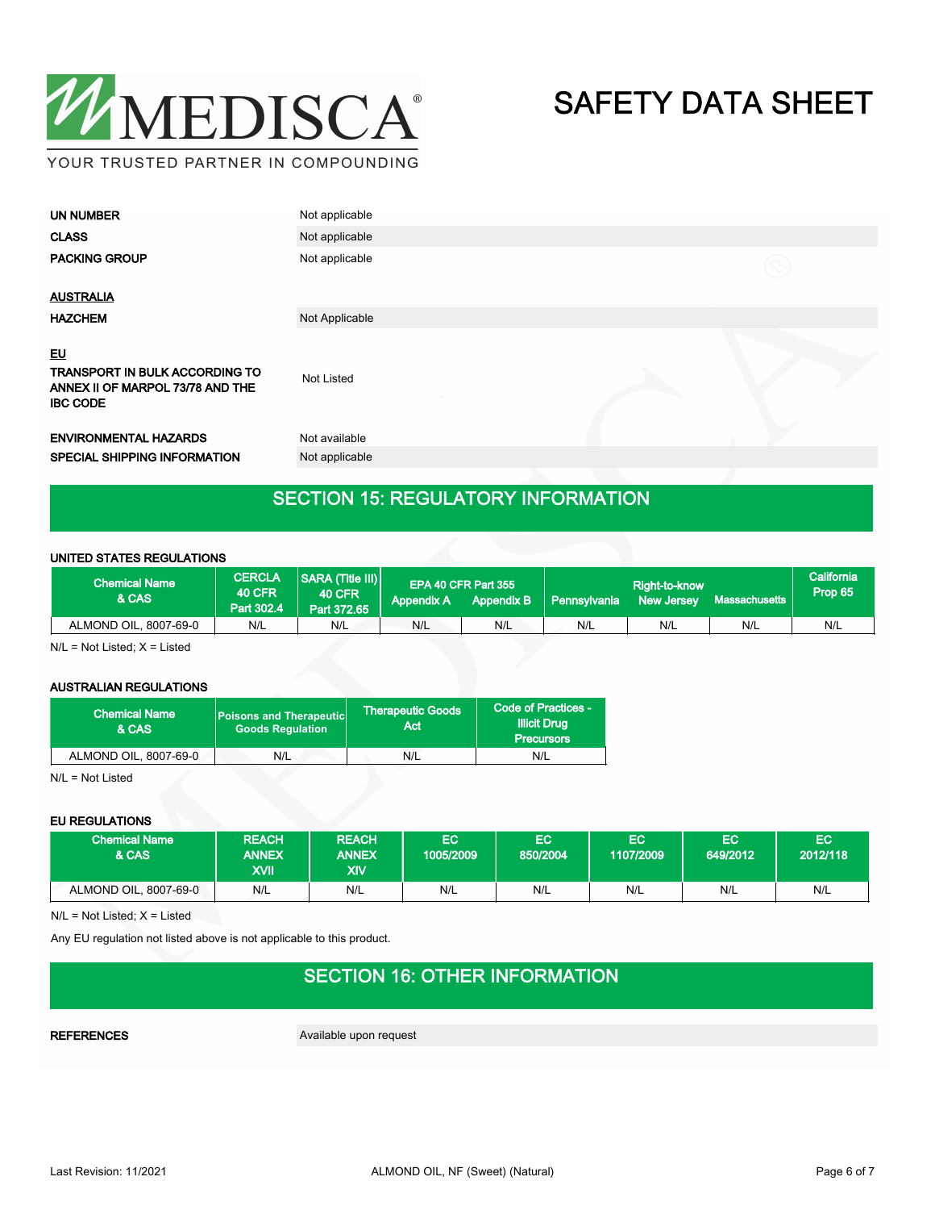| | |
|---|---|
| **UN NUMBER** | Not applicable |
| **CLASS** | Not applicable |
| **PACKING GROUP** | Not applicable |

**AUSTRALIA**

| | |
|---|---|
| **HAZCHEM** | Not Applicable |

**EU**

| | |
|---|---|
| **TRANSPORT IN BULK ACCORDING TO ANNEX II OF MARPOL 73/78 AND THE IBC CODE** | Not Listed |
| **ENVIRONMENTAL HAZARDS** | Not available |
| **SPECIAL SHIPPING INFORMATION** | Not applicable |

## SECTION 15: REGULATORY INFORMATION

#### UNITED STATES REGULATIONS

| Chemical Name & CAS | CERCLA 40 CFR Part 302.4 | SARA (Title III) 40 CFR Part 372.65 | EPA 40 CFR Part 355 Appendix A | EPA 40 CFR Part 355 Appendix B | Right-to-know Pennsylvania | Right-to-know New Jersey | Right-to-know Massachusetts | California Prop 65 |
|---|---|---|---|---|---|---|---|---|
| ALMOND OIL, 8007-69-0 | N/L | N/L | N/L | N/L | N/L | N/L | N/L | N/L |

N/L = Not Listed; X = Listed

#### AUSTRALIAN REGULATIONS

| Chemical Name & CAS | Poisons and Therapeutic Goods Regulation | Therapeutic Goods Act | Code of Practices - Illicit Drug Precursors |
|---|---|---|---|
| ALMOND OIL, 8007-69-0 | N/L | N/L | N/L |

N/L = Not Listed

#### EU REGULATIONS

| Chemical Name & CAS | REACH ANNEX XVII | REACH ANNEX XIV | EC 1005/2009 | EC 850/2004 | EC 1107/2009 | EC 649/2012 | EC 2012/118 |
|---|---|---|---|---|---|---|---|
| ALMOND OIL, 8007-69-0 | N/L | N/L | N/L | N/L | N/L | N/L | N/L |

N/L = Not Listed; X = Listed

Any EU regulation not listed above is not applicable to this product.

## SECTION 16: OTHER INFORMATION

| | |
|---|---|
| **REFERENCES** | Available upon request |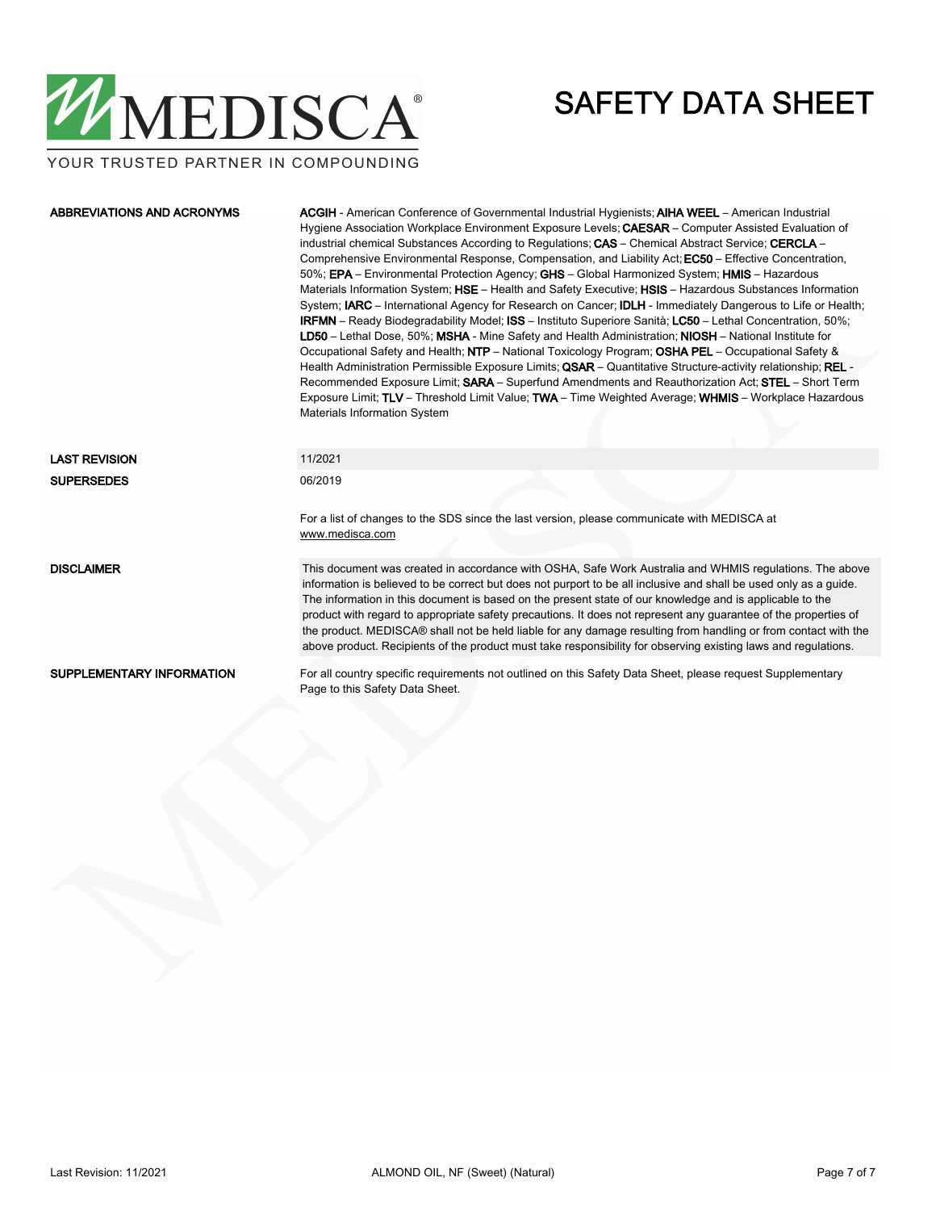# SAFETY DATA SHEET

**ABBREVIATIONS AND ACRONYMS**

**ACGIH** - American Conference of Governmental Industrial Hygienists; **AIHA WEEL** – American Industrial Hygiene Association Workplace Environment Exposure Levels; **CAESAR** – Computer Assisted Evaluation of industrial chemical Substances According to Regulations; **CAS** – Chemical Abstract Service; **CERCLA** – Comprehensive Environmental Response, Compensation, and Liability Act; **EC50** – Effective Concentration, 50%; **EPA** – Environmental Protection Agency; **GHS** – Global Harmonized System; **HMIS** – Hazardous Materials Information System; **HSE** – Health and Safety Executive; **HSIS** – Hazardous Substances Information System; **IARC** – International Agency for Research on Cancer; **IDLH** - Immediately Dangerous to Life or Health; **IRFMN** – Ready Biodegradability Model; **ISS** – Instituto Superiore Sanità; **LC50** – Lethal Concentration, 50%; **LD50** – Lethal Dose, 50%; **MSHA** - Mine Safety and Health Administration; **NIOSH** – National Institute for Occupational Safety and Health; **NTP** – National Toxicology Program; **OSHA PEL** – Occupational Safety & Health Administration Permissible Exposure Limits; **QSAR** – Quantitative Structure-activity relationship; **REL** - Recommended Exposure Limit; **SARA** – Superfund Amendments and Reauthorization Act; **STEL** – Short Term Exposure Limit; **TLV** – Threshold Limit Value; **TWA** – Time Weighted Average; **WHMIS** – Workplace Hazardous Materials Information System

**LAST REVISION**

11/2021

**SUPERSEDES**

06/2019

For a list of changes to the SDS since the last version, please communicate with MEDISCA at www.medisca.com

**DISCLAIMER**

This document was created in accordance with OSHA, Safe Work Australia and WHMIS regulations. The above information is believed to be correct but does not purport to be all inclusive and shall be used only as a guide. The information in this document is based on the present state of our knowledge and is applicable to the product with regard to appropriate safety precautions. It does not represent any guarantee of the properties of the product. MEDISCA® shall not be held liable for any damage resulting from handling or from contact with the above product. Recipients of the product must take responsibility for observing existing laws and regulations.

**SUPPLEMENTARY INFORMATION**

For all country specific requirements not outlined on this Safety Data Sheet, please request Supplementary Page to this Safety Data Sheet.